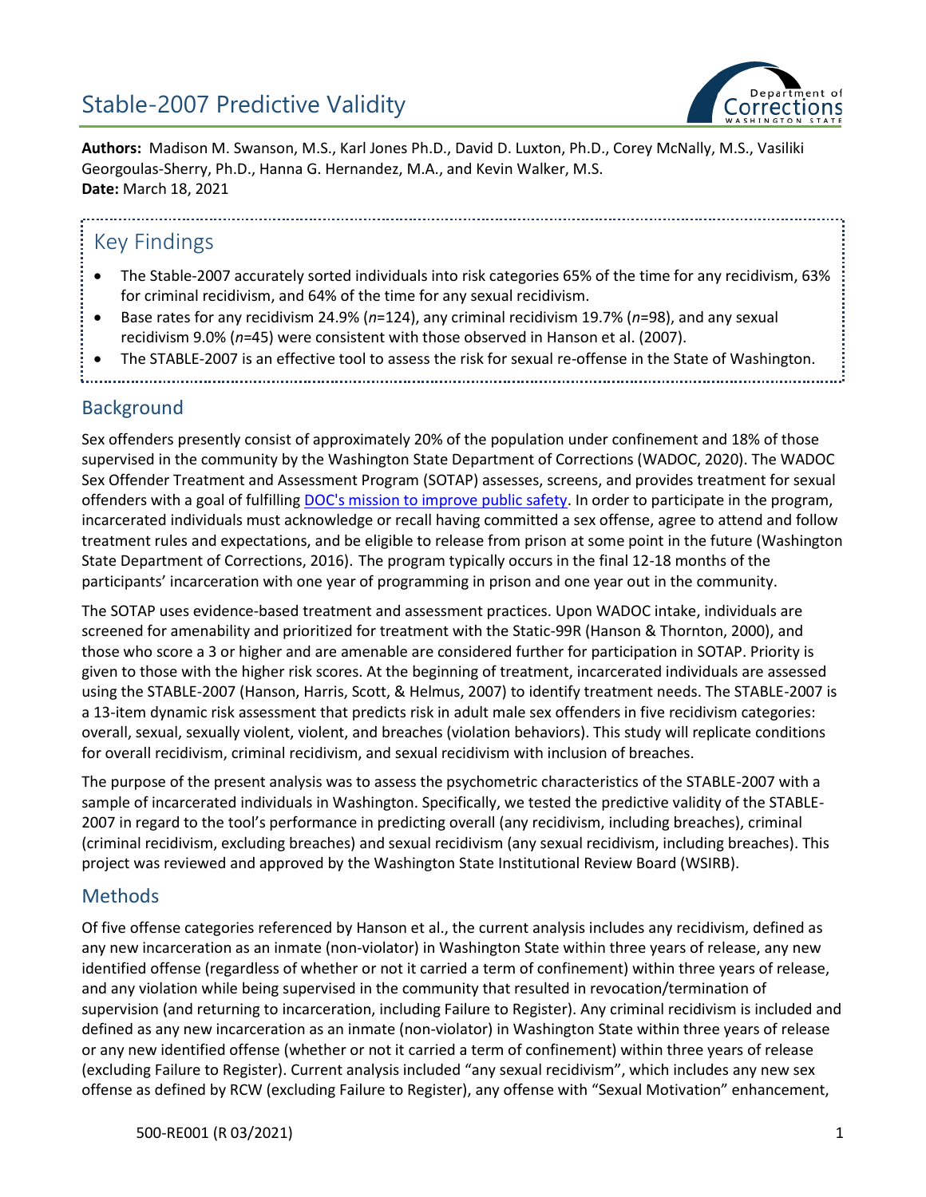# Stable-2007 Predictive Validity

**Authors:** Madison M. Swanson, M.S., Karl Jones Ph.D., David D. Luxton, Ph.D., Corey McNally, M.S., Vasiliki Georgoulas-Sherry, Ph.D., Hanna G. Hernandez, M.A., and Kevin Walker, M.S.
**Date:** March 18, 2021

## Key Findings

- The Stable-2007 accurately sorted individuals into risk categories 65% of the time for any recidivism, 63% for criminal recidivism, and 64% of the time for any sexual recidivism.
- Base rates for any recidivism 24.9% (*n*=124), any criminal recidivism 19.7% (*n*=98), and any sexual recidivism 9.0% (*n*=45) were consistent with those observed in Hanson et al. (2007).
- The STABLE-2007 is an effective tool to assess the risk for sexual re-offense in the State of Washington.

## Background

Sex offenders presently consist of approximately 20% of the population under confinement and 18% of those supervised in the community by the Washington State Department of Corrections (WADOC, 2020). The WADOC Sex Offender Treatment and Assessment Program (SOTAP) assesses, screens, and provides treatment for sexual offenders with a goal of fulfilling DOC's mission to improve public safety. In order to participate in the program, incarcerated individuals must acknowledge or recall having committed a sex offense, agree to attend and follow treatment rules and expectations, and be eligible to release from prison at some point in the future (Washington State Department of Corrections, 2016). The program typically occurs in the final 12-18 months of the participants' incarceration with one year of programming in prison and one year out in the community.

The SOTAP uses evidence-based treatment and assessment practices. Upon WADOC intake, individuals are screened for amenability and prioritized for treatment with the Static-99R (Hanson & Thornton, 2000), and those who score a 3 or higher and are amenable are considered further for participation in SOTAP. Priority is given to those with the higher risk scores. At the beginning of treatment, incarcerated individuals are assessed using the STABLE-2007 (Hanson, Harris, Scott, & Helmus, 2007) to identify treatment needs. The STABLE-2007 is a 13-item dynamic risk assessment that predicts risk in adult male sex offenders in five recidivism categories: overall, sexual, sexually violent, violent, and breaches (violation behaviors). This study will replicate conditions for overall recidivism, criminal recidivism, and sexual recidivism with inclusion of breaches.

The purpose of the present analysis was to assess the psychometric characteristics of the STABLE-2007 with a sample of incarcerated individuals in Washington. Specifically, we tested the predictive validity of the STABLE-2007 in regard to the tool's performance in predicting overall (any recidivism, including breaches), criminal (criminal recidivism, excluding breaches) and sexual recidivism (any sexual recidivism, including breaches). This project was reviewed and approved by the Washington State Institutional Review Board (WSIRB).

## Methods

Of five offense categories referenced by Hanson et al., the current analysis includes any recidivism, defined as any new incarceration as an inmate (non-violator) in Washington State within three years of release, any new identified offense (regardless of whether or not it carried a term of confinement) within three years of release, and any violation while being supervised in the community that resulted in revocation/termination of supervision (and returning to incarceration, including Failure to Register). Any criminal recidivism is included and defined as any new incarceration as an inmate (non-violator) in Washington State within three years of release or any new identified offense (whether or not it carried a term of confinement) within three years of release (excluding Failure to Register). Current analysis included "any sexual recidivism", which includes any new sex offense as defined by RCW (excluding Failure to Register), any offense with "Sexual Motivation" enhancement,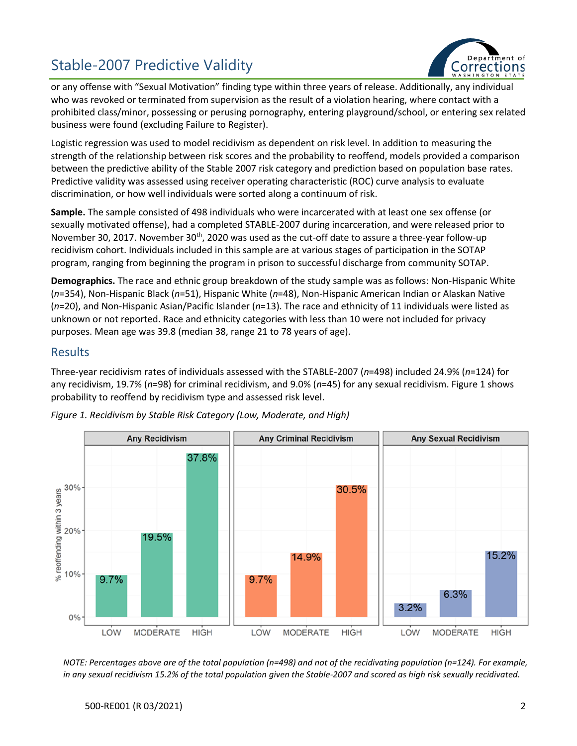or any offense with “Sexual Motivation” finding type within three years of release. Additionally, any individual who was revoked or terminated from supervision as the result of a violation hearing, where contact with a prohibited class/minor, possessing or perusing pornography, entering playground/school, or entering sex related business were found (excluding Failure to Register).

Logistic regression was used to model recidivism as dependent on risk level. In addition to measuring the strength of the relationship between risk scores and the probability to reoffend, models provided a comparison between the predictive ability of the Stable 2007 risk category and prediction based on population base rates. Predictive validity was assessed using receiver operating characteristic (ROC) curve analysis to evaluate discrimination, or how well individuals were sorted along a continuum of risk.

**Sample.** The sample consisted of 498 individuals who were incarcerated with at least one sex offense (or sexually motivated offense), had a completed STABLE-2007 during incarceration, and were released prior to November 30, 2017. November 30th, 2020 was used as the cut-off date to assure a three-year follow-up recidivism cohort. Individuals included in this sample are at various stages of participation in the SOTAP program, ranging from beginning the program in prison to successful discharge from community SOTAP.

**Demographics.** The race and ethnic group breakdown of the study sample was as follows: Non-Hispanic White (*n*=354), Non-Hispanic Black (*n*=51), Hispanic White (*n*=48), Non-Hispanic American Indian or Alaskan Native (*n*=20), and Non-Hispanic Asian/Pacific Islander (*n*=13). The race and ethnicity of 11 individuals were listed as unknown or not reported. Race and ethnicity categories with less than 10 were not included for privacy purposes. Mean age was 39.8 (median 38, range 21 to 78 years of age).

## Results

Three-year recidivism rates of individuals assessed with the STABLE-2007 (*n*=498) included 24.9% (*n*=124) for any recidivism, 19.7% (*n*=98) for criminal recidivism, and 9.0% (*n*=45) for any sexual recidivism. Figure 1 shows probability to reoffend by recidivism type and assessed risk level.

*Figure 1. Recidivism by Stable Risk Category (Low, Moderate, and High)*

| % reoffending within 3 years | LOW | MODERATE | HIGH |
|---|---|---|---|
| Any Recidivism | 9.7% | 19.5% | 37.8% |
| Any Criminal Recidivism | 9.7% | 14.9% | 30.5% |
| Any Sexual Recidivism | 3.2% | 6.3% | 15.2% |

*NOTE: Percentages above are of the total population (n=498) and not of the recidivating population (n=124). For example, in any sexual recidivism 15.2% of the total population given the Stable-2007 and scored as high risk sexually recidivated.*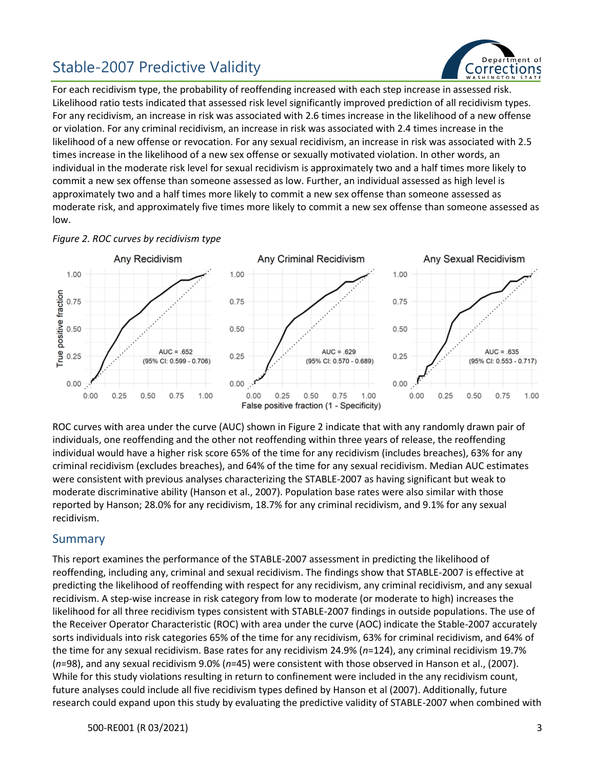# Stable-2007 Predictive Validity

For each recidivism type, the probability of reoffending increased with each step increase in assessed risk. Likelihood ratio tests indicated that assessed risk level significantly improved prediction of all recidivism types. For any recidivism, an increase in risk was associated with 2.6 times increase in the likelihood of a new offense or violation. For any criminal recidivism, an increase in risk was associated with 2.4 times increase in the likelihood of a new offense or revocation. For any sexual recidivism, an increase in risk was associated with 2.5 times increase in the likelihood of a new sex offense or sexually motivated violation. In other words, an individual in the moderate risk level for sexual recidivism is approximately two and a half times more likely to commit a new sex offense than someone assessed as low. Further, an individual assessed as high level is approximately two and a half times more likely to commit a new sex offense than someone assessed as moderate risk, and approximately five times more likely to commit a new sex offense than someone assessed as low.

*Figure 2. ROC curves by recidivism type*

Any Recidivism: AUC = .652 (95% CI: 0.599 - 0.706)

Any Criminal Recidivism: AUC = .629 (95% CI: 0.570 - 0.689)

Any Sexual Recidivism: AUC = .635 (95% CI: 0.553 - 0.717)

ROC curves with area under the curve (AUC) shown in Figure 2 indicate that with any randomly drawn pair of individuals, one reoffending and the other not reoffending within three years of release, the reoffending individual would have a higher risk score 65% of the time for any recidivism (includes breaches), 63% for any criminal recidivism (excludes breaches), and 64% of the time for any sexual recidivism. Median AUC estimates were consistent with previous analyses characterizing the STABLE-2007 as having significant but weak to moderate discriminative ability (Hanson et al., 2007). Population base rates were also similar with those reported by Hanson; 28.0% for any recidivism, 18.7% for any criminal recidivism, and 9.1% for any sexual recidivism.

## Summary

This report examines the performance of the STABLE-2007 assessment in predicting the likelihood of reoffending, including any, criminal and sexual recidivism. The findings show that STABLE-2007 is effective at predicting the likelihood of reoffending with respect for any recidivism, any criminal recidivism, and any sexual recidivism. A step-wise increase in risk category from low to moderate (or moderate to high) increases the likelihood for all three recidivism types consistent with STABLE-2007 findings in outside populations. The use of the Receiver Operator Characteristic (ROC) with area under the curve (AOC) indicate the Stable-2007 accurately sorts individuals into risk categories 65% of the time for any recidivism, 63% for criminal recidivism, and 64% of the time for any sexual recidivism. Base rates for any recidivism 24.9% (*n*=124), any criminal recidivism 19.7% (*n*=98), and any sexual recidivism 9.0% (*n*=45) were consistent with those observed in Hanson et al., (2007). While for this study violations resulting in return to confinement were included in the any recidivism count, future analyses could include all five recidivism types defined by Hanson et al (2007). Additionally, future research could expand upon this study by evaluating the predictive validity of STABLE-2007 when combined with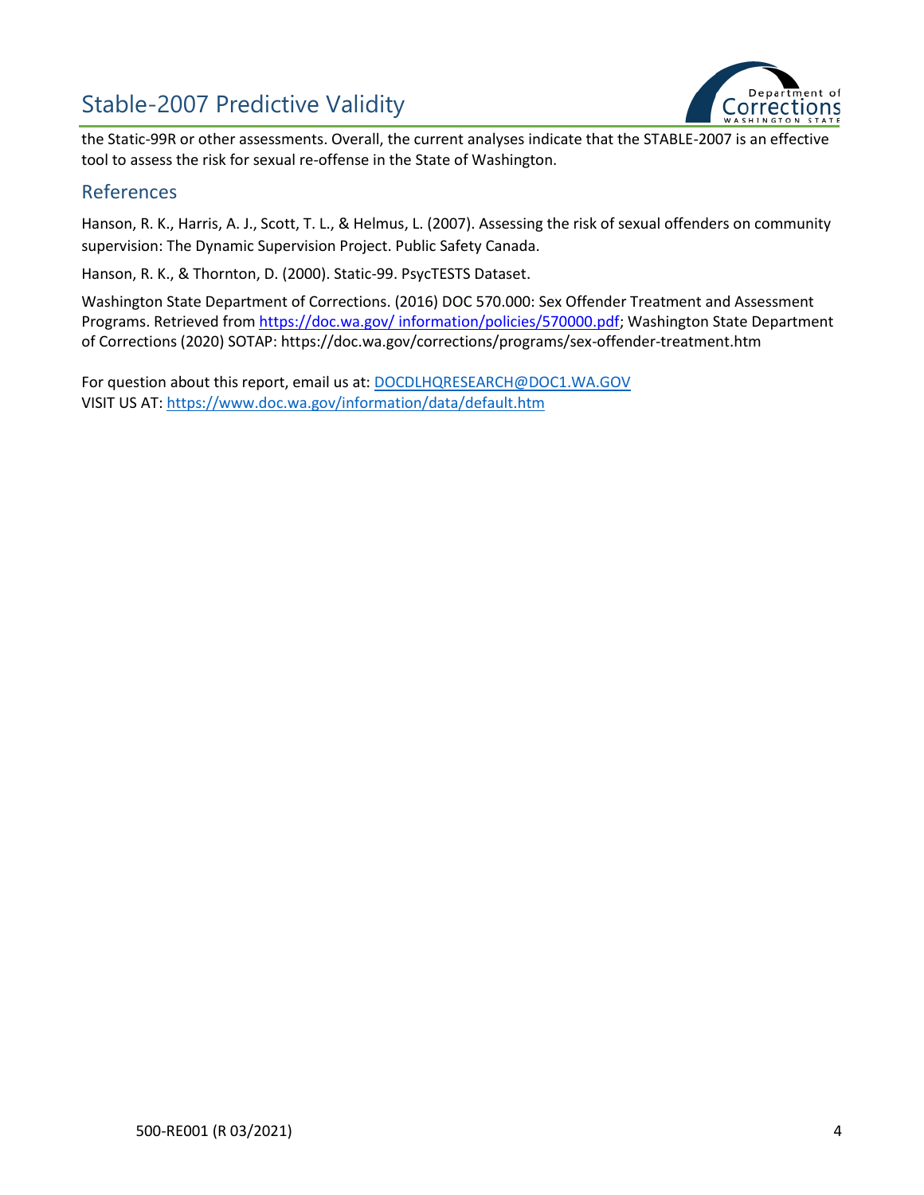the Static-99R or other assessments. Overall, the current analyses indicate that the STABLE-2007 is an effective tool to assess the risk for sexual re-offense in the State of Washington.

## References

Hanson, R. K., Harris, A. J., Scott, T. L., & Helmus, L. (2007). Assessing the risk of sexual offenders on community supervision: The Dynamic Supervision Project. Public Safety Canada.

Hanson, R. K., & Thornton, D. (2000). Static-99. PsycTESTS Dataset.

Washington State Department of Corrections. (2016) DOC 570.000: Sex Offender Treatment and Assessment Programs. Retrieved from https://doc.wa.gov/ information/policies/570000.pdf; Washington State Department of Corrections (2020) SOTAP: https://doc.wa.gov/corrections/programs/sex-offender-treatment.htm

For question about this report, email us at: DOCDLHQRESEARCH@DOC1.WA.GOV
VISIT US AT: https://www.doc.wa.gov/information/data/default.htm

500-RE001 (R 03/2021)